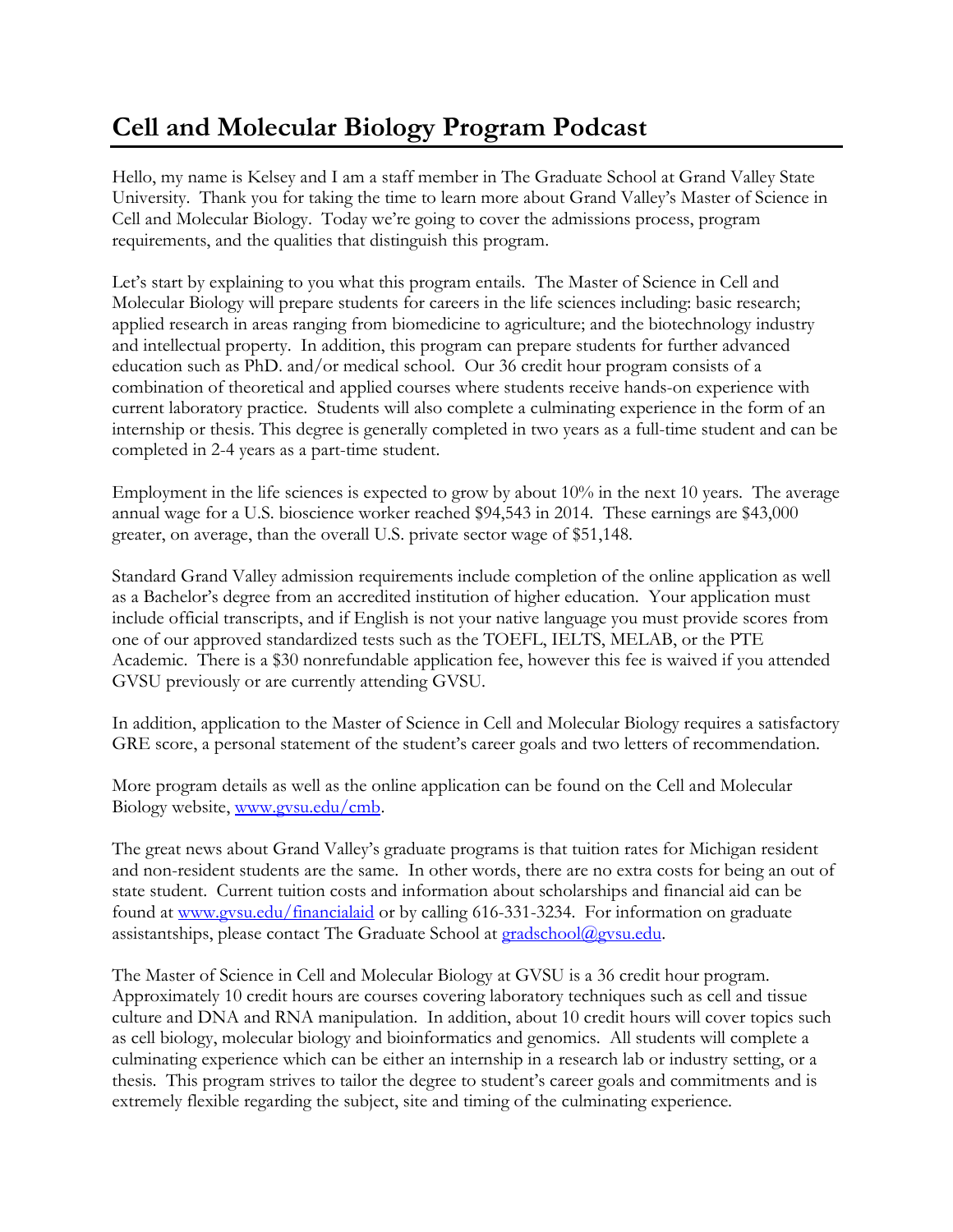# Cell and Molecular Biology Program Podcast

Hello, my name is Kelsey and I am a staff member in The Graduate School at Grand Valley State University. Thank you for taking the time to learn more about Grand Valley's Master of Science in Cell and Molecular Biology. Today we're going to cover the admissions process, program requirements, and the qualities that distinguish this program.

Let's start by explaining to you what this program entails. The Master of Science in Cell and Molecular Biology will prepare students for careers in the life sciences including: basic research; applied research in areas ranging from biomedicine to agriculture; and the biotechnology industry and intellectual property. In addition, this program can prepare students for further advanced education such as PhD. and/or medical school. Our 36 credit hour program consists of a combination of theoretical and applied courses where students receive hands-on experience with current laboratory practice. Students will also complete a culminating experience in the form of an internship or thesis. This degree is generally completed in two years as a full-time student and can be completed in 2-4 years as a part-time student.

Employment in the life sciences is expected to grow by about 10% in the next 10 years. The average annual wage for a U.S. bioscience worker reached $94,543 in 2014. These earnings are $43,000 greater, on average, than the overall U.S. private sector wage of $51,148.

Standard Grand Valley admission requirements include completion of the online application as well as a Bachelor's degree from an accredited institution of higher education. Your application must include official transcripts, and if English is not your native language you must provide scores from one of our approved standardized tests such as the TOEFL, IELTS, MELAB, or the PTE Academic. There is a $30 nonrefundable application fee, however this fee is waived if you attended GVSU previously or are currently attending GVSU.

In addition, application to the Master of Science in Cell and Molecular Biology requires a satisfactory GRE score, a personal statement of the student's career goals and two letters of recommendation.

More program details as well as the online application can be found on the Cell and Molecular Biology website, [www.gvsu.edu/cmb](www.gvsu.edu/cmb).

The great news about Grand Valley's graduate programs is that tuition rates for Michigan resident and non-resident students are the same. In other words, there are no extra costs for being an out of state student. Current tuition costs and information about scholarships and financial aid can be found at [www.gvsu.edu/financialaid](www.gvsu.edu/financialaid) or by calling 616-331-3234. For information on graduate assistantships, please contact The Graduate School at [gradschool@gvsu.edu](mailto:gradschool@gvsu.edu).

The Master of Science in Cell and Molecular Biology at GVSU is a 36 credit hour program. Approximately 10 credit hours are courses covering laboratory techniques such as cell and tissue culture and DNA and RNA manipulation. In addition, about 10 credit hours will cover topics such as cell biology, molecular biology and bioinformatics and genomics. All students will complete a culminating experience which can be either an internship in a research lab or industry setting, or a thesis. This program strives to tailor the degree to student's career goals and commitments and is extremely flexible regarding the subject, site and timing of the culminating experience.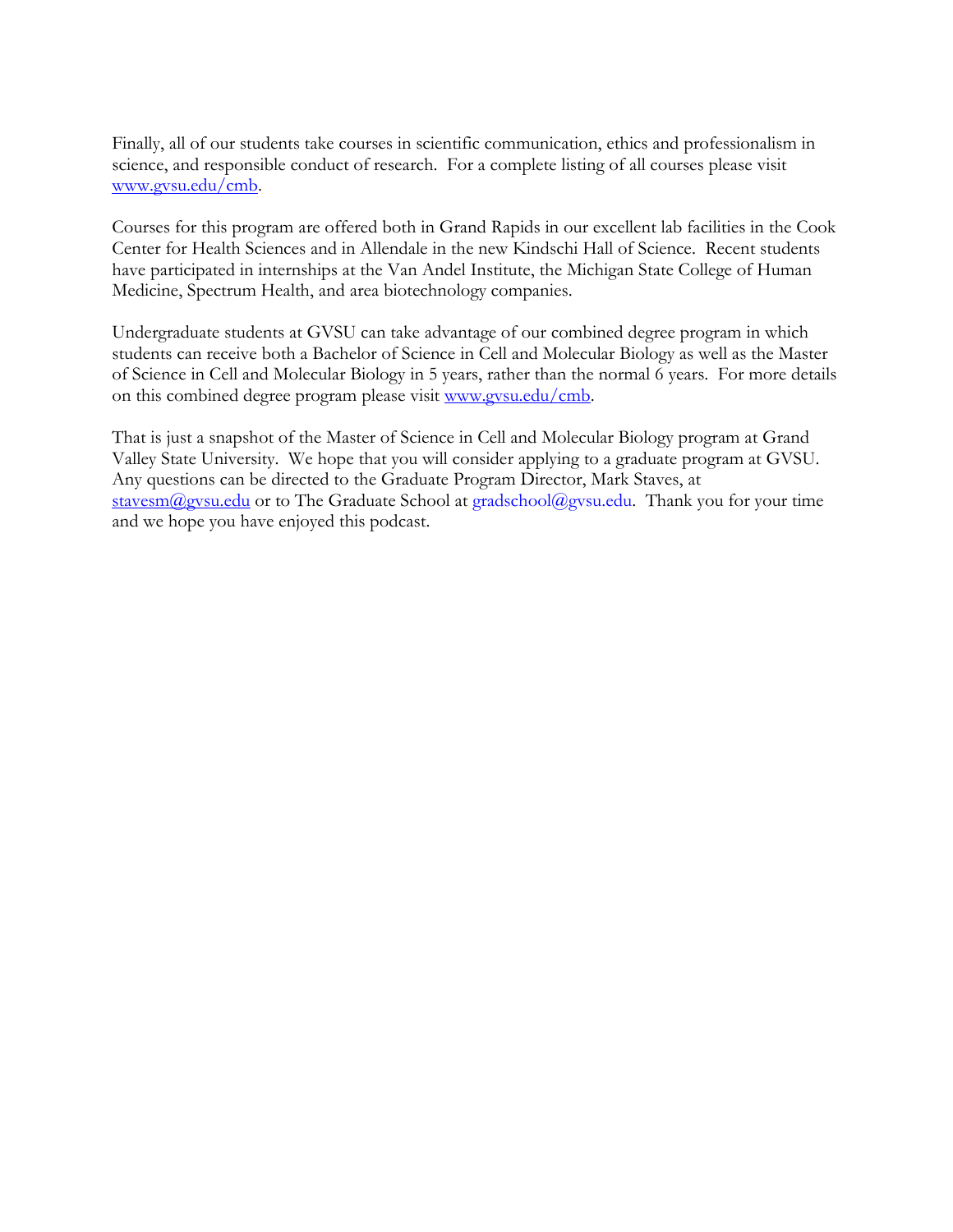Finally, all of our students take courses in scientific communication, ethics and professionalism in science, and responsible conduct of research. For a complete listing of all courses please visit www.gvsu.edu/cmb.

Courses for this program are offered both in Grand Rapids in our excellent lab facilities in the Cook Center for Health Sciences and in Allendale in the new Kindschi Hall of Science. Recent students have participated in internships at the Van Andel Institute, the Michigan State College of Human Medicine, Spectrum Health, and area biotechnology companies.

Undergraduate students at GVSU can take advantage of our combined degree program in which students can receive both a Bachelor of Science in Cell and Molecular Biology as well as the Master of Science in Cell and Molecular Biology in 5 years, rather than the normal 6 years. For more details on this combined degree program please visit www.gvsu.edu/cmb.

That is just a snapshot of the Master of Science in Cell and Molecular Biology program at Grand Valley State University. We hope that you will consider applying to a graduate program at GVSU. Any questions can be directed to the Graduate Program Director, Mark Staves, at stavesm@gvsu.edu or to The Graduate School at gradschool@gvsu.edu. Thank you for your time and we hope you have enjoyed this podcast.